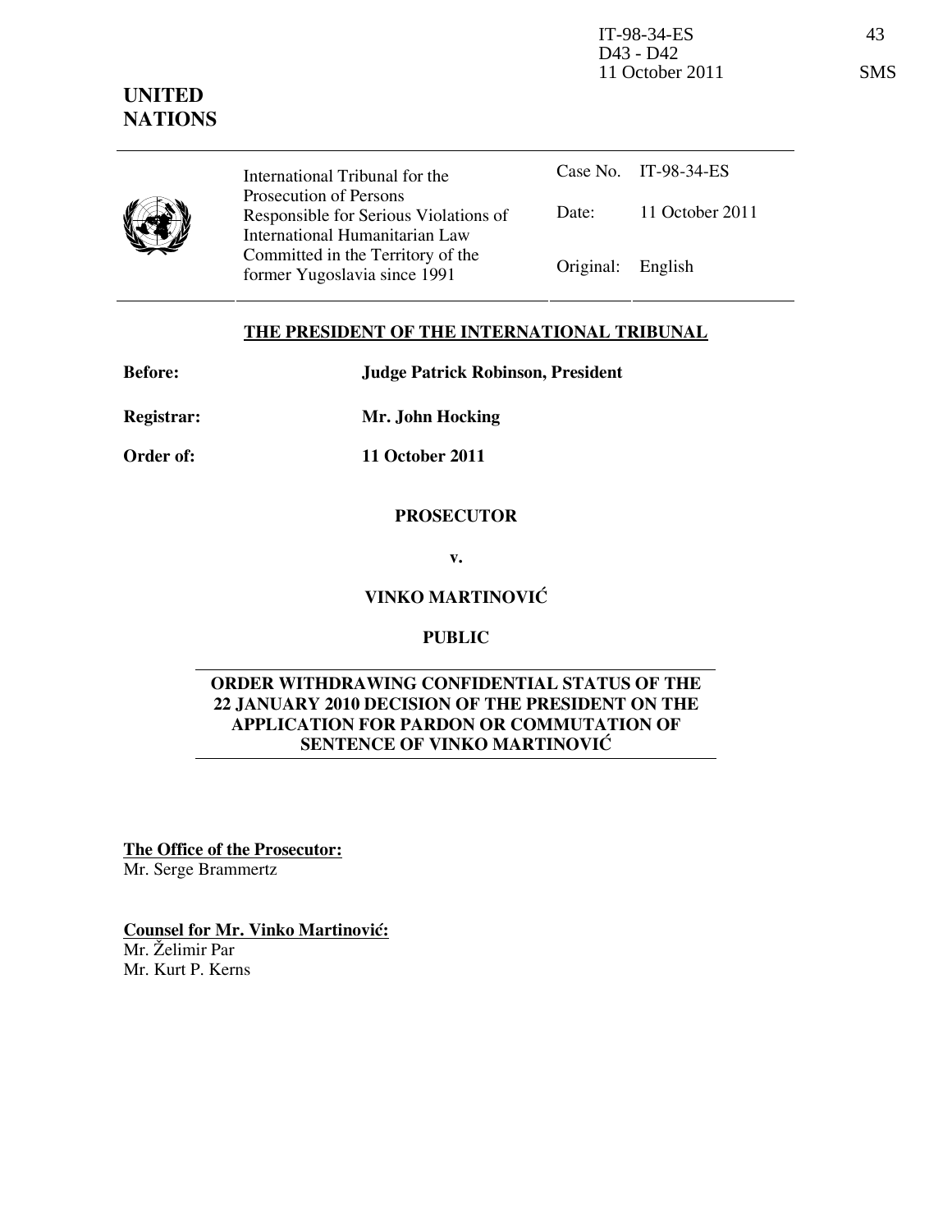**UNITED NATIONS**

| International Tribunal for the Prosecution of Persons Responsible for Serious Violations of International Humanitarian Law Committed in the Territory of the former Yugoslavia since 1991 | Case No. | IT-98-34-ES |
|---|---|---|
| | Date: | 11 October 2011 |
| | Original: | English |

**THE PRESIDENT OF THE INTERNATIONAL TRIBUNAL**

**Before:** Judge Patrick Robinson, President

**Registrar:** Mr. John Hocking

**Order of:** 11 October 2011

**PROSECUTOR**

**v.**

**VINKO MARTINOVIĆ**

**PUBLIC**

**ORDER WITHDRAWING CONFIDENTIAL STATUS OF THE 22 JANUARY 2010 DECISION OF THE PRESIDENT ON THE APPLICATION FOR PARDON OR COMMUTATION OF SENTENCE OF VINKO MARTINOVIĆ**

**The Office of the Prosecutor:**
Mr. Serge Brammertz

**Counsel for Mr. Vinko Martinović:**
Mr. Želimir Par
Mr. Kurt P. Kerns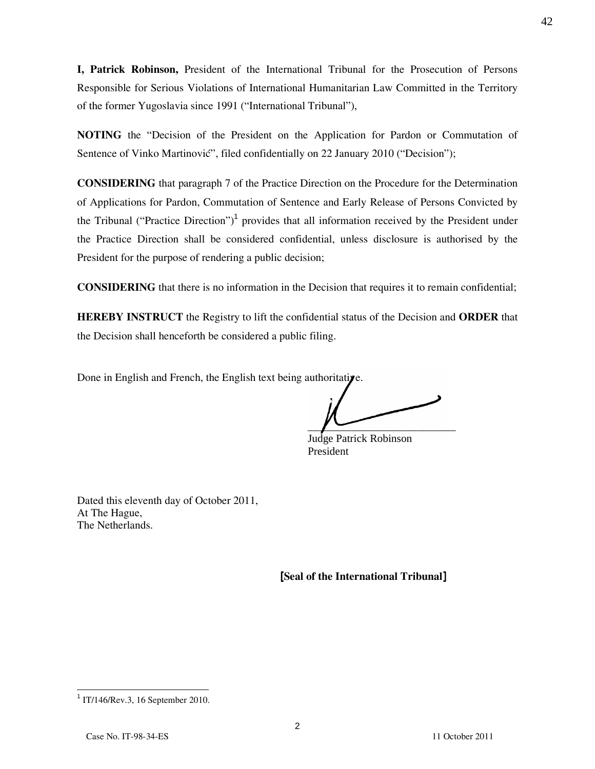**I, Patrick Robinson,** President of the International Tribunal for the Prosecution of Persons Responsible for Serious Violations of International Humanitarian Law Committed in the Territory of the former Yugoslavia since 1991 ("International Tribunal"),

**NOTING** the "Decision of the President on the Application for Pardon or Commutation of Sentence of Vinko Martinović", filed confidentially on 22 January 2010 ("Decision");

**CONSIDERING** that paragraph 7 of the Practice Direction on the Procedure for the Determination of Applications for Pardon, Commutation of Sentence and Early Release of Persons Convicted by the Tribunal ("Practice Direction")[1] provides that all information received by the President under the Practice Direction shall be considered confidential, unless disclosure is authorised by the President for the purpose of rendering a public decision;

**CONSIDERING** that there is no information in the Decision that requires it to remain confidential;

**HEREBY INSTRUCT** the Registry to lift the confidential status of the Decision and **ORDER** that the Decision shall henceforth be considered a public filing.

Done in English and French, the English text being authoritative.

\_\_\_\_\_\_\_\_\_\_\_\_\_\_\_\_\_\_\_\_\_\_\_\_\_\_\_\_

Judge Patrick Robinson
President

Dated this eleventh day of October 2011,
At The Hague,
The Netherlands.

**[Seal of the International Tribunal]**

---

[1] IT/146/Rev.3, 16 September 2010.

Case No. IT-98-34-ES 11 October 2011